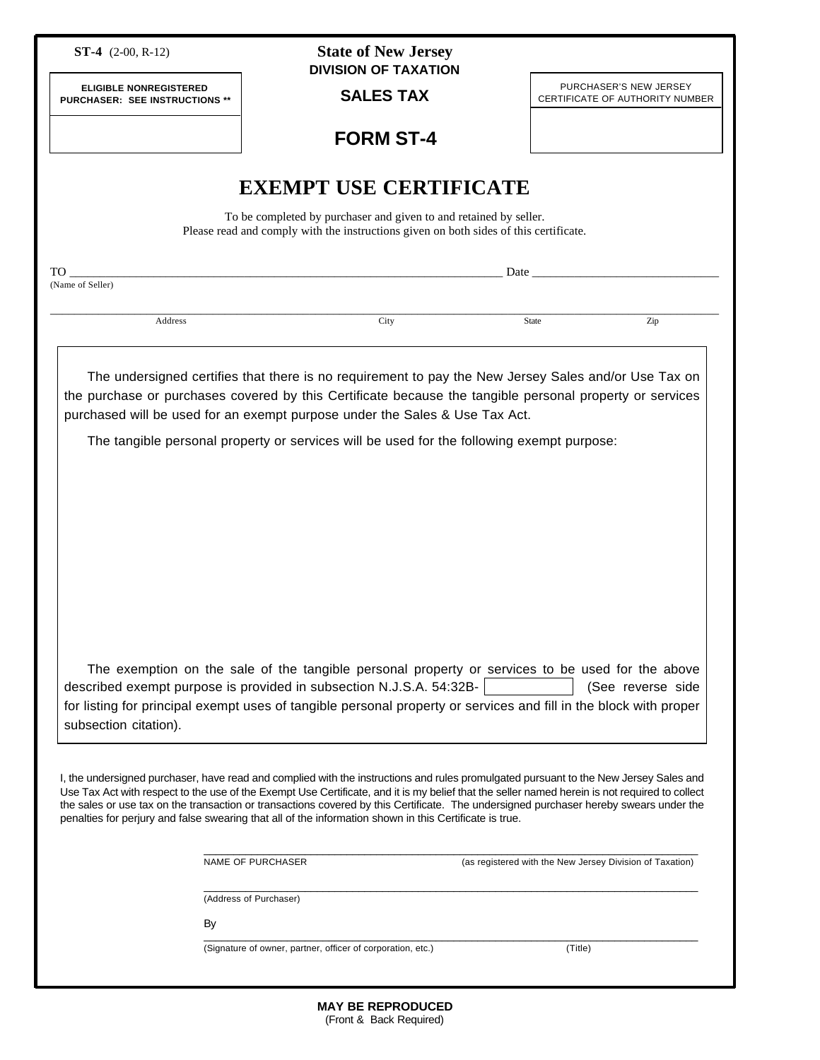**ST-4** (2-00, R-12)

**State of New Jersey**
**DIVISION OF TAXATION**

**SALES TAX**

# FORM ST-4

| ELIGIBLE NONREGISTERED PURCHASER: SEE INSTRUCTIONS ** |
| --- |
| |

| PURCHASER'S NEW JERSEY CERTIFICATE OF AUTHORITY NUMBER |
| --- |
| |

# EXEMPT USE CERTIFICATE

To be completed by purchaser and given to and retained by seller.
Please read and comply with the instructions given on both sides of this certificate.

TO ______________________________________________ Date ____________________
(Name of Seller)

______________________________________________________________________
Address City State Zip

The undersigned certifies that there is no requirement to pay the New Jersey Sales and/or Use Tax on the purchase or purchases covered by this Certificate because the tangible personal property or services purchased will be used for an exempt purpose under the Sales & Use Tax Act.

The tangible personal property or services will be used for the following exempt purpose:

The exemption on the sale of the tangible personal property or services to be used for the above described exempt purpose is provided in subsection N.J.S.A. 54:32B- [ ] (See reverse side for listing for principal exempt uses of tangible personal property or services and fill in the block with proper subsection citation).

I, the undersigned purchaser, have read and complied with the instructions and rules promulgated pursuant to the New Jersey Sales and Use Tax Act with respect to the use of the Exempt Use Certificate, and it is my belief that the seller named herein is not required to collect the sales or use tax on the transaction or transactions covered by this Certificate. The undersigned purchaser hereby swears under the penalties for perjury and false swearing that all of the information shown in this Certificate is true.

______________________________________________________________________
NAME OF PURCHASER (as registered with the New Jersey Division of Taxation)

______________________________________________________________________
(Address of Purchaser)

By
______________________________________________________________________
(Signature of owner, partner, officer of corporation, etc.) (Title)

**MAY BE REPRODUCED**
(Front & Back Required)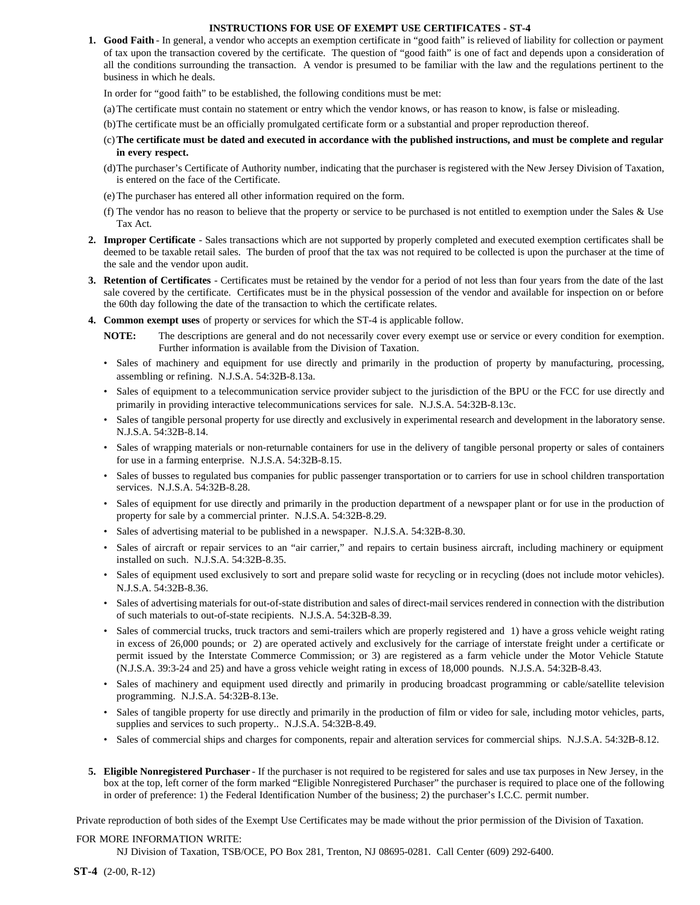## INSTRUCTIONS FOR USE OF EXEMPT USE CERTIFICATES - ST-4

1. **Good Faith** - In general, a vendor who accepts an exemption certificate in "good faith" is relieved of liability for collection or payment of tax upon the transaction covered by the certificate. The question of "good faith" is one of fact and depends upon a consideration of all the conditions surrounding the transaction. A vendor is presumed to be familiar with the law and the regulations pertinent to the business in which he deals.

   In order for "good faith" to be established, the following conditions must be met:

   (a) The certificate must contain no statement or entry which the vendor knows, or has reason to know, is false or misleading.

   (b) The certificate must be an officially promulgated certificate form or a substantial and proper reproduction thereof.

   (c) **The certificate must be dated and executed in accordance with the published instructions, and must be complete and regular in every respect.**

   (d) The purchaser's Certificate of Authority number, indicating that the purchaser is registered with the New Jersey Division of Taxation, is entered on the face of the Certificate.

   (e) The purchaser has entered all other information required on the form.

   (f) The vendor has no reason to believe that the property or service to be purchased is not entitled to exemption under the Sales & Use Tax Act.

2. **Improper Certificate** - Sales transactions which are not supported by properly completed and executed exemption certificates shall be deemed to be taxable retail sales. The burden of proof that the tax was not required to be collected is upon the purchaser at the time of the sale and the vendor upon audit.

3. **Retention of Certificates** - Certificates must be retained by the vendor for a period of not less than four years from the date of the last sale covered by the certificate. Certificates must be in the physical possession of the vendor and available for inspection on or before the 60th day following the date of the transaction to which the certificate relates.

4. **Common exempt uses** of property or services for which the ST-4 is applicable follow.

   **NOTE:** The descriptions are general and do not necessarily cover every exempt use or service or every condition for exemption. Further information is available from the Division of Taxation.

   - Sales of machinery and equipment for use directly and primarily in the production of property by manufacturing, processing, assembling or refining. N.J.S.A. 54:32B-8.13a.
   - Sales of equipment to a telecommunication service provider subject to the jurisdiction of the BPU or the FCC for use directly and primarily in providing interactive telecommunications services for sale. N.J.S.A. 54:32B-8.13c.
   - Sales of tangible personal property for use directly and exclusively in experimental research and development in the laboratory sense. N.J.S.A. 54:32B-8.14.
   - Sales of wrapping materials or non-returnable containers for use in the delivery of tangible personal property or sales of containers for use in a farming enterprise. N.J.S.A. 54:32B-8.15.
   - Sales of busses to regulated bus companies for public passenger transportation or to carriers for use in school children transportation services. N.J.S.A. 54:32B-8.28.
   - Sales of equipment for use directly and primarily in the production department of a newspaper plant or for use in the production of property for sale by a commercial printer. N.J.S.A. 54:32B-8.29.
   - Sales of advertising material to be published in a newspaper. N.J.S.A. 54:32B-8.30.
   - Sales of aircraft or repair services to an "air carrier," and repairs to certain business aircraft, including machinery or equipment installed on such. N.J.S.A. 54:32B-8.35.
   - Sales of equipment used exclusively to sort and prepare solid waste for recycling or in recycling (does not include motor vehicles). N.J.S.A. 54:32B-8.36.
   - Sales of advertising materials for out-of-state distribution and sales of direct-mail services rendered in connection with the distribution of such materials to out-of-state recipients. N.J.S.A. 54:32B-8.39.
   - Sales of commercial trucks, truck tractors and semi-trailers which are properly registered and 1) have a gross vehicle weight rating in excess of 26,000 pounds; or 2) are operated actively and exclusively for the carriage of interstate freight under a certificate or permit issued by the Interstate Commerce Commission; or 3) are registered as a farm vehicle under the Motor Vehicle Statute (N.J.S.A. 39:3-24 and 25) and have a gross vehicle weight rating in excess of 18,000 pounds. N.J.S.A. 54:32B-8.43.
   - Sales of machinery and equipment used directly and primarily in producing broadcast programming or cable/satellite television programming. N.J.S.A. 54:32B-8.13e.
   - Sales of tangible property for use directly and primarily in the production of film or video for sale, including motor vehicles, parts, supplies and services to such property.. N.J.S.A. 54:32B-8.49.
   - Sales of commercial ships and charges for components, repair and alteration services for commercial ships. N.J.S.A. 54:32B-8.12.

5. **Eligible Nonregistered Purchaser** - If the purchaser is not required to be registered for sales and use tax purposes in New Jersey, in the box at the top, left corner of the form marked "Eligible Nonregistered Purchaser" the purchaser is required to place one of the following in order of preference: 1) the Federal Identification Number of the business; 2) the purchaser's I.C.C. permit number.

Private reproduction of both sides of the Exempt Use Certificates may be made without the prior permission of the Division of Taxation.

FOR MORE INFORMATION WRITE:

NJ Division of Taxation, TSB/OCE, PO Box 281, Trenton, NJ 08695-0281. Call Center (609) 292-6400.

**ST-4** (2-00, R-12)